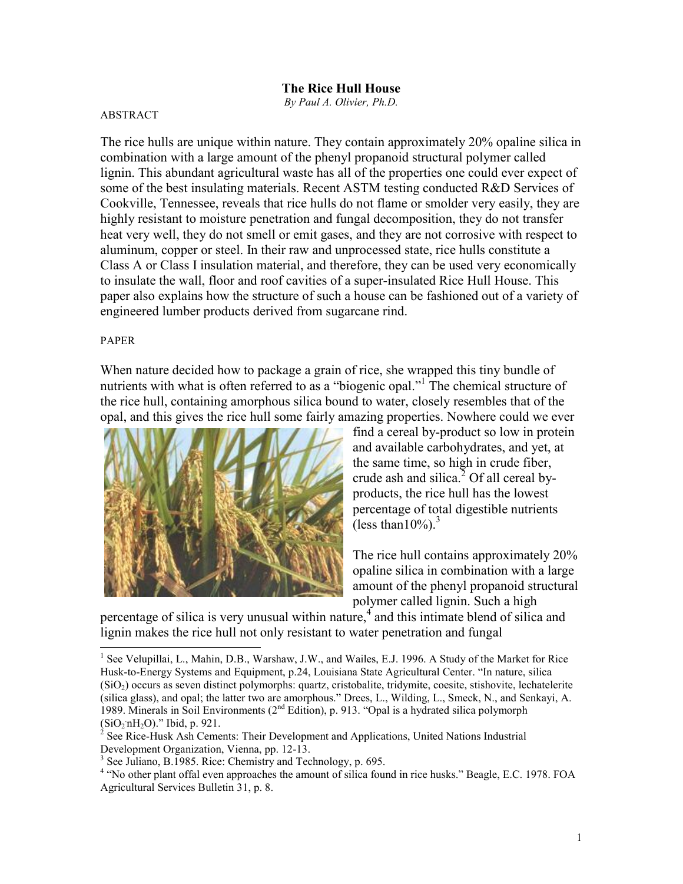# The Rice Hull House

*By Paul A. Olivier, Ph.D.*

ABSTRACT

The rice hulls are unique within nature. They contain approximately 20% opaline silica in combination with a large amount of the phenyl propanoid structural polymer called lignin. This abundant agricultural waste has all of the properties one could ever expect of some of the best insulating materials. Recent ASTM testing conducted R&D Services of Cookville, Tennessee, reveals that rice hulls do not flame or smolder very easily, they are highly resistant to moisture penetration and fungal decomposition, they do not transfer heat very well, they do not smell or emit gases, and they are not corrosive with respect to aluminum, copper or steel. In their raw and unprocessed state, rice hulls constitute a Class A or Class I insulation material, and therefore, they can be used very economically to insulate the wall, floor and roof cavities of a super-insulated Rice Hull House. This paper also explains how the structure of such a house can be fashioned out of a variety of engineered lumber products derived from sugarcane rind.

PAPER

When nature decided how to package a grain of rice, she wrapped this tiny bundle of nutrients with what is often referred to as a "biogenic opal."[1] The chemical structure of the rice hull, containing amorphous silica bound to water, closely resembles that of the opal, and this gives the rice hull some fairly amazing properties. Nowhere could we ever find a cereal by-product so low in protein and available carbohydrates, and yet, at the same time, so high in crude fiber, crude ash and silica.[2] Of all cereal by-products, the rice hull has the lowest percentage of total digestible nutrients (less than10%).[3]

The rice hull contains approximately 20% opaline silica in combination with a large amount of the phenyl propanoid structural polymer called lignin. Such a high percentage of silica is very unusual within nature,[4] and this intimate blend of silica and lignin makes the rice hull not only resistant to water penetration and fungal

---

[1] See Velupillai, L., Mahin, D.B., Warshaw, J.W., and Wailes, E.J. 1996. A Study of the Market for Rice Husk-to-Energy Systems and Equipment, p.24, Louisiana State Agricultural Center. "In nature, silica ($SiO_2$) occurs as seven distinct polymorphs: quartz, cristobalite, tridymite, coesite, stishovite, lechatelerite (silica glass), and opal; the latter two are amorphous." Drees, L., Wilding, L., Smeck, N., and Senkayi, A. 1989. Minerals in Soil Environments (2nd Edition), p. 913. "Opal is a hydrated silica polymorph ($SiO_2 \cdot nH_2O$)." Ibid, p. 921.

[2] See Rice-Husk Ash Cements: Their Development and Applications, United Nations Industrial Development Organization, Vienna, pp. 12-13.

[3] See Juliano, B.1985. Rice: Chemistry and Technology, p. 695.

[4] "No other plant offal even approaches the amount of silica found in rice husks." Beagle, E.C. 1978. FOA Agricultural Services Bulletin 31, p. 8.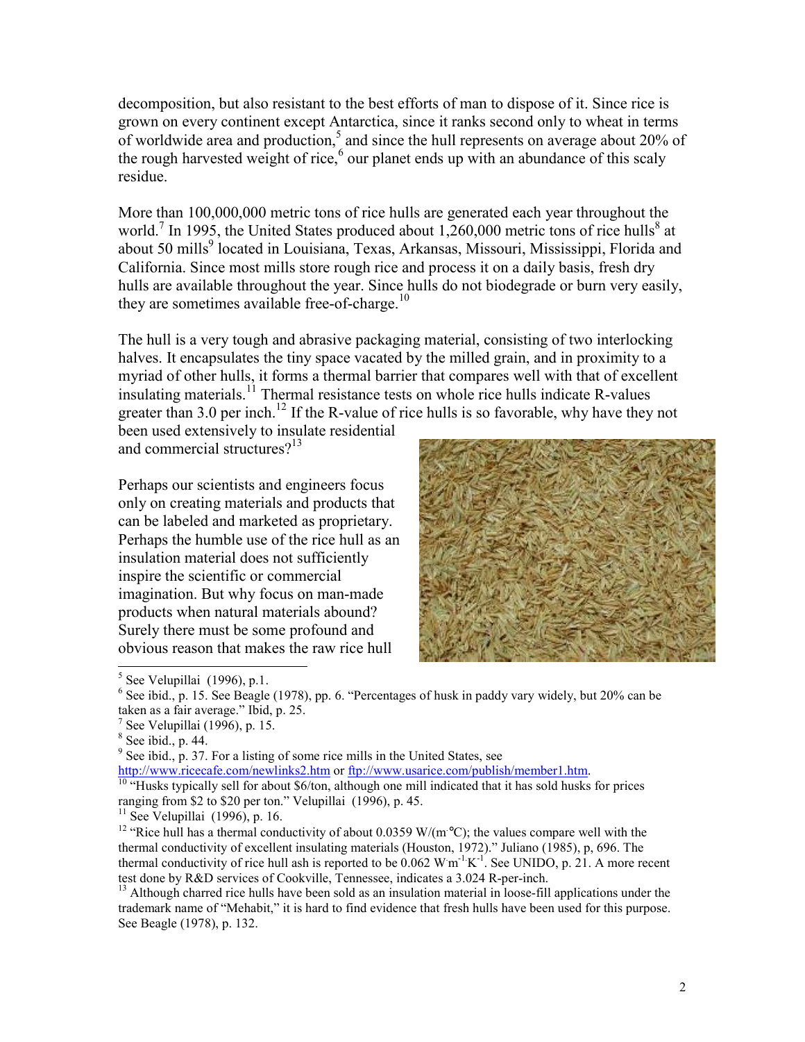decomposition, but also resistant to the best efforts of man to dispose of it. Since rice is grown on every continent except Antarctica, since it ranks second only to wheat in terms of worldwide area and production,[5] and since the hull represents on average about 20% of the rough harvested weight of rice,[6] our planet ends up with an abundance of this scaly residue.

More than 100,000,000 metric tons of rice hulls are generated each year throughout the world.[7] In 1995, the United States produced about 1,260,000 metric tons of rice hulls[8] at about 50 mills[9] located in Louisiana, Texas, Arkansas, Missouri, Mississippi, Florida and California. Since most mills store rough rice and process it on a daily basis, fresh dry hulls are available throughout the year. Since hulls do not biodegrade or burn very easily, they are sometimes available free-of-charge.[10]

The hull is a very tough and abrasive packaging material, consisting of two interlocking halves. It encapsulates the tiny space vacated by the milled grain, and in proximity to a myriad of other hulls, it forms a thermal barrier that compares well with that of excellent insulating materials.[11] Thermal resistance tests on whole rice hulls indicate R-values greater than 3.0 per inch.[12] If the R-value of rice hulls is so favorable, why have they not been used extensively to insulate residential and commercial structures?[13]

Perhaps our scientists and engineers focus only on creating materials and products that can be labeled and marketed as proprietary. Perhaps the humble use of the rice hull as an insulation material does not sufficiently inspire the scientific or commercial imagination. But why focus on man-made products when natural materials abound? Surely there must be some profound and obvious reason that makes the raw rice hull

---

[5] See Velupillai (1996), p.1.

[6] See ibid., p. 15. See Beagle (1978), pp. 6. "Percentages of husk in paddy vary widely, but 20% can be taken as a fair average." Ibid, p. 25.

[7] See Velupillai (1996), p. 15.

[8] See ibid., p. 44.

[9] See ibid., p. 37. For a listing of some rice mills in the United States, see http://www.ricecafe.com/newlinks2.htm or ftp://www.usarice.com/publish/member1.htm.

[10] "Husks typically sell for about $6/ton, although one mill indicated that it has sold husks for prices ranging from $2 to $20 per ton." Velupillai (1996), p. 45.

[11] See Velupillai (1996), p. 16.

[12] "Rice hull has a thermal conductivity of about 0.0359 W/(m·°C); the values compare well with the thermal conductivity of excellent insulating materials (Houston, 1972)." Juliano (1985), p, 696. The thermal conductivity of rice hull ash is reported to be 0.062 $W \cdot m^{-1} \cdot K^{-1}$. See UNIDO, p. 21. A more recent test done by R&D services of Cookville, Tennessee, indicates a 3.024 R-per-inch.

[13] Although charred rice hulls have been sold as an insulation material in loose-fill applications under the trademark name of "Mehabit," it is hard to find evidence that fresh hulls have been used for this purpose. See Beagle (1978), p. 132.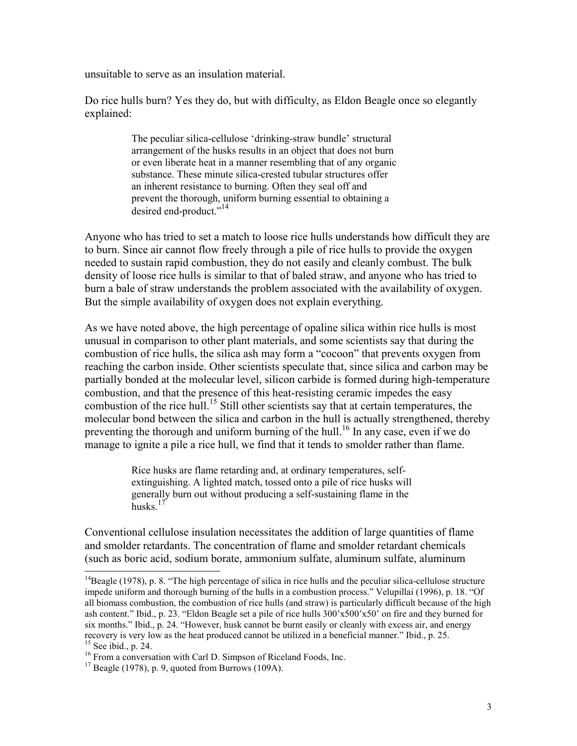unsuitable to serve as an insulation material.

Do rice hulls burn? Yes they do, but with difficulty, as Eldon Beagle once so elegantly explained:

> The peculiar silica-cellulose 'drinking-straw bundle' structural arrangement of the husks results in an object that does not burn or even liberate heat in a manner resembling that of any organic substance. These minute silica-crested tubular structures offer an inherent resistance to burning. Often they seal off and prevent the thorough, uniform burning essential to obtaining a desired end-product."[14]

Anyone who has tried to set a match to loose rice hulls understands how difficult they are to burn. Since air cannot flow freely through a pile of rice hulls to provide the oxygen needed to sustain rapid combustion, they do not easily and cleanly combust. The bulk density of loose rice hulls is similar to that of baled straw, and anyone who has tried to burn a bale of straw understands the problem associated with the availability of oxygen. But the simple availability of oxygen does not explain everything.

As we have noted above, the high percentage of opaline silica within rice hulls is most unusual in comparison to other plant materials, and some scientists say that during the combustion of rice hulls, the silica ash may form a "cocoon" that prevents oxygen from reaching the carbon inside. Other scientists speculate that, since silica and carbon may be partially bonded at the molecular level, silicon carbide is formed during high-temperature combustion, and that the presence of this heat-resisting ceramic impedes the easy combustion of the rice hull.[15] Still other scientists say that at certain temperatures, the molecular bond between the silica and carbon in the hull is actually strengthened, thereby preventing the thorough and uniform burning of the hull.[16] In any case, even if we do manage to ignite a pile a rice hull, we find that it tends to smolder rather than flame.

> Rice husks are flame retarding and, at ordinary temperatures, self-extinguishing. A lighted match, tossed onto a pile of rice husks will generally burn out without producing a self-sustaining flame in the husks.[17]

Conventional cellulose insulation necessitates the addition of large quantities of flame and smolder retardants. The concentration of flame and smolder retardant chemicals (such as boric acid, sodium borate, ammonium sulfate, aluminum sulfate, aluminum

---

[14] Beagle (1978), p. 8. "The high percentage of silica in rice hulls and the peculiar silica-cellulose structure impede uniform and thorough burning of the hulls in a combustion process." Velupillai (1996), p. 18. "Of all biomass combustion, the combustion of rice hulls (and straw) is particularly difficult because of the high ash content." Ibid., p. 23. "Eldon Beagle set a pile of rice hulls 300'x500'x50' on fire and they burned for six months." Ibid., p. 24. "However, husk cannot be burnt easily or cleanly with excess air, and energy recovery is very low as the heat produced cannot be utilized in a beneficial manner." Ibid., p. 25.

[15] See ibid., p. 24.

[16] From a conversation with Carl D. Simpson of Riceland Foods, Inc.

[17] Beagle (1978), p. 9, quoted from Burrows (109A).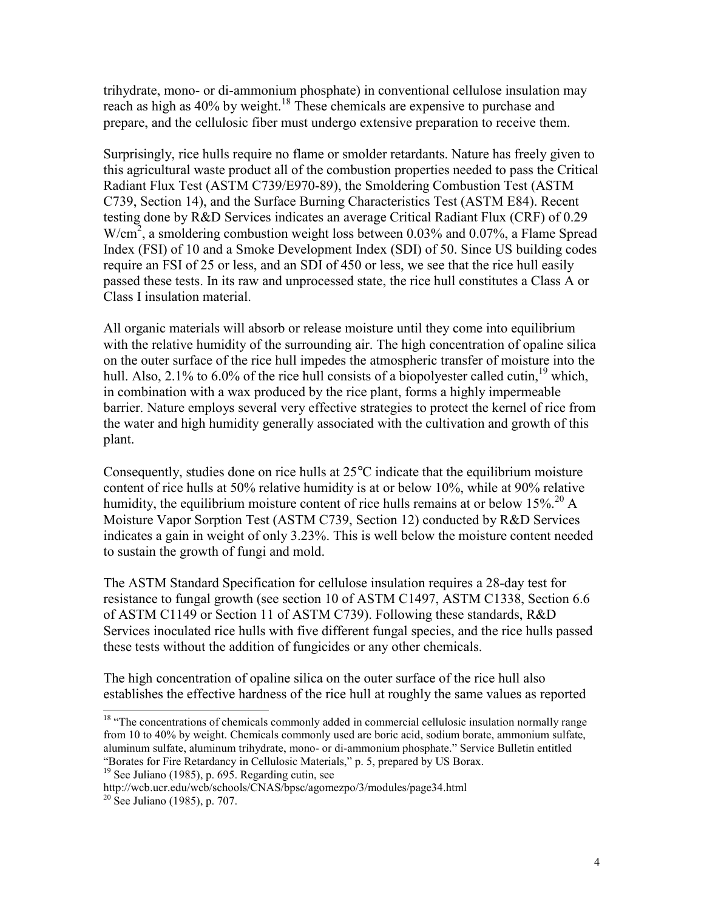trihydrate, mono- or di-ammonium phosphate) in conventional cellulose insulation may reach as high as 40% by weight.[18] These chemicals are expensive to purchase and prepare, and the cellulosic fiber must undergo extensive preparation to receive them.

Surprisingly, rice hulls require no flame or smolder retardants. Nature has freely given to this agricultural waste product all of the combustion properties needed to pass the Critical Radiant Flux Test (ASTM C739/E970-89), the Smoldering Combustion Test (ASTM C739, Section 14), and the Surface Burning Characteristics Test (ASTM E84). Recent testing done by R&D Services indicates an average Critical Radiant Flux (CRF) of 0.29 $W/cm^2$, a smoldering combustion weight loss between 0.03% and 0.07%, a Flame Spread Index (FSI) of 10 and a Smoke Development Index (SDI) of 50. Since US building codes require an FSI of 25 or less, and an SDI of 450 or less, we see that the rice hull easily passed these tests. In its raw and unprocessed state, the rice hull constitutes a Class A or Class I insulation material.

All organic materials will absorb or release moisture until they come into equilibrium with the relative humidity of the surrounding air. The high concentration of opaline silica on the outer surface of the rice hull impedes the atmospheric transfer of moisture into the hull. Also, 2.1% to 6.0% of the rice hull consists of a biopolyester called cutin,[19] which, in combination with a wax produced by the rice plant, forms a highly impermeable barrier. Nature employs several very effective strategies to protect the kernel of rice from the water and high humidity generally associated with the cultivation and growth of this plant.

Consequently, studies done on rice hulls at 25°C indicate that the equilibrium moisture content of rice hulls at 50% relative humidity is at or below 10%, while at 90% relative humidity, the equilibrium moisture content of rice hulls remains at or below 15%.[20] A Moisture Vapor Sorption Test (ASTM C739, Section 12) conducted by R&D Services indicates a gain in weight of only 3.23%. This is well below the moisture content needed to sustain the growth of fungi and mold.

The ASTM Standard Specification for cellulose insulation requires a 28-day test for resistance to fungal growth (see section 10 of ASTM C1497, ASTM C1338, Section 6.6 of ASTM C1149 or Section 11 of ASTM C739). Following these standards, R&D Services inoculated rice hulls with five different fungal species, and the rice hulls passed these tests without the addition of fungicides or any other chemicals.

The high concentration of opaline silica on the outer surface of the rice hull also establishes the effective hardness of the rice hull at roughly the same values as reported

---

[18] "The concentrations of chemicals commonly added in commercial cellulosic insulation normally range from 10 to 40% by weight. Chemicals commonly used are boric acid, sodium borate, ammonium sulfate, aluminum sulfate, aluminum trihydrate, mono- or di-ammonium phosphate." Service Bulletin entitled "Borates for Fire Retardancy in Cellulosic Materials," p. 5, prepared by US Borax.

[19] See Juliano (1985), p. 695. Regarding cutin, see http://wcb.ucr.edu/wcb/schools/CNAS/bpsc/agomezpo/3/modules/page34.html

[20] See Juliano (1985), p. 707.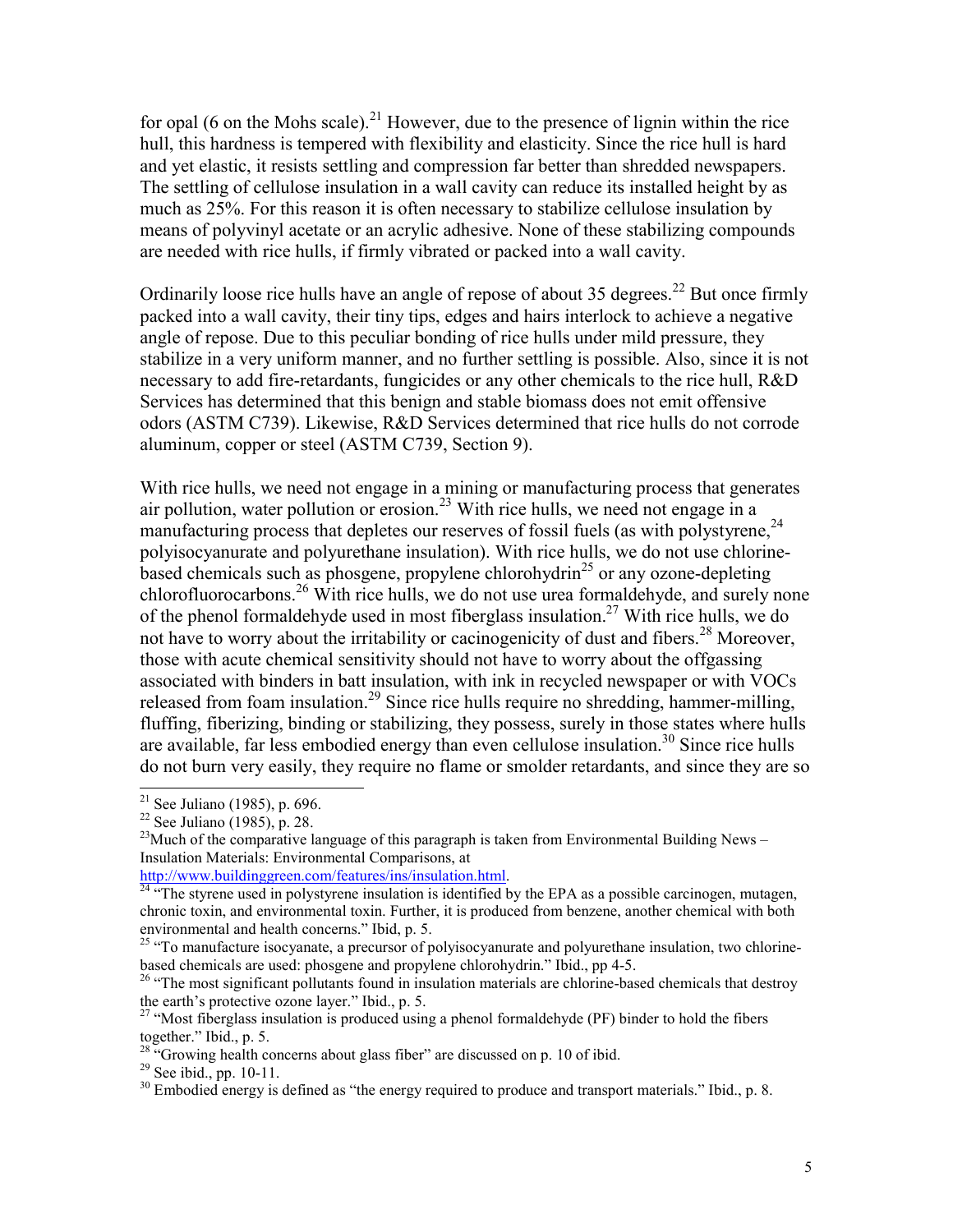for opal (6 on the Mohs scale).[21] However, due to the presence of lignin within the rice hull, this hardness is tempered with flexibility and elasticity. Since the rice hull is hard and yet elastic, it resists settling and compression far better than shredded newspapers. The settling of cellulose insulation in a wall cavity can reduce its installed height by as much as 25%. For this reason it is often necessary to stabilize cellulose insulation by means of polyvinyl acetate or an acrylic adhesive. None of these stabilizing compounds are needed with rice hulls, if firmly vibrated or packed into a wall cavity.

Ordinarily loose rice hulls have an angle of repose of about 35 degrees.[22] But once firmly packed into a wall cavity, their tiny tips, edges and hairs interlock to achieve a negative angle of repose. Due to this peculiar bonding of rice hulls under mild pressure, they stabilize in a very uniform manner, and no further settling is possible. Also, since it is not necessary to add fire-retardants, fungicides or any other chemicals to the rice hull, R&D Services has determined that this benign and stable biomass does not emit offensive odors (ASTM C739). Likewise, R&D Services determined that rice hulls do not corrode aluminum, copper or steel (ASTM C739, Section 9).

With rice hulls, we need not engage in a mining or manufacturing process that generates air pollution, water pollution or erosion.[23] With rice hulls, we need not engage in a manufacturing process that depletes our reserves of fossil fuels (as with polystyrene,[24] polyisocyanurate and polyurethane insulation). With rice hulls, we do not use chlorine-based chemicals such as phosgene, propylene chlorohydrin[25] or any ozone-depleting chlorofluorocarbons.[26] With rice hulls, we do not use urea formaldehyde, and surely none of the phenol formaldehyde used in most fiberglass insulation.[27] With rice hulls, we do not have to worry about the irritability or cacinogenicity of dust and fibers.[28] Moreover, those with acute chemical sensitivity should not have to worry about the offgassing associated with binders in batt insulation, with ink in recycled newspaper or with VOCs released from foam insulation.[29] Since rice hulls require no shredding, hammer-milling, fluffing, fiberizing, binding or stabilizing, they possess, surely in those states where hulls are available, far less embodied energy than even cellulose insulation.[30] Since rice hulls do not burn very easily, they require no flame or smolder retardants, and since they are so

---

[21] See Juliano (1985), p. 696.

[22] See Juliano (1985), p. 28.

[23] Much of the comparative language of this paragraph is taken from Environmental Building News – Insulation Materials: Environmental Comparisons, at http://www.buildinggreen.com/features/ins/insulation.html.

[24] "The styrene used in polystyrene insulation is identified by the EPA as a possible carcinogen, mutagen, chronic toxin, and environmental toxin. Further, it is produced from benzene, another chemical with both environmental and health concerns." Ibid, p. 5.

[25] "To manufacture isocyanate, a precursor of polyisocyanurate and polyurethane insulation, two chlorine-based chemicals are used: phosgene and propylene chlorohydrin." Ibid., pp 4-5.

[26] "The most significant pollutants found in insulation materials are chlorine-based chemicals that destroy the earth's protective ozone layer." Ibid., p. 5.

[27] "Most fiberglass insulation is produced using a phenol formaldehyde (PF) binder to hold the fibers together." Ibid., p. 5.

[28] "Growing health concerns about glass fiber" are discussed on p. 10 of ibid.

[29] See ibid., pp. 10-11.

[30] Embodied energy is defined as "the energy required to produce and transport materials." Ibid., p. 8.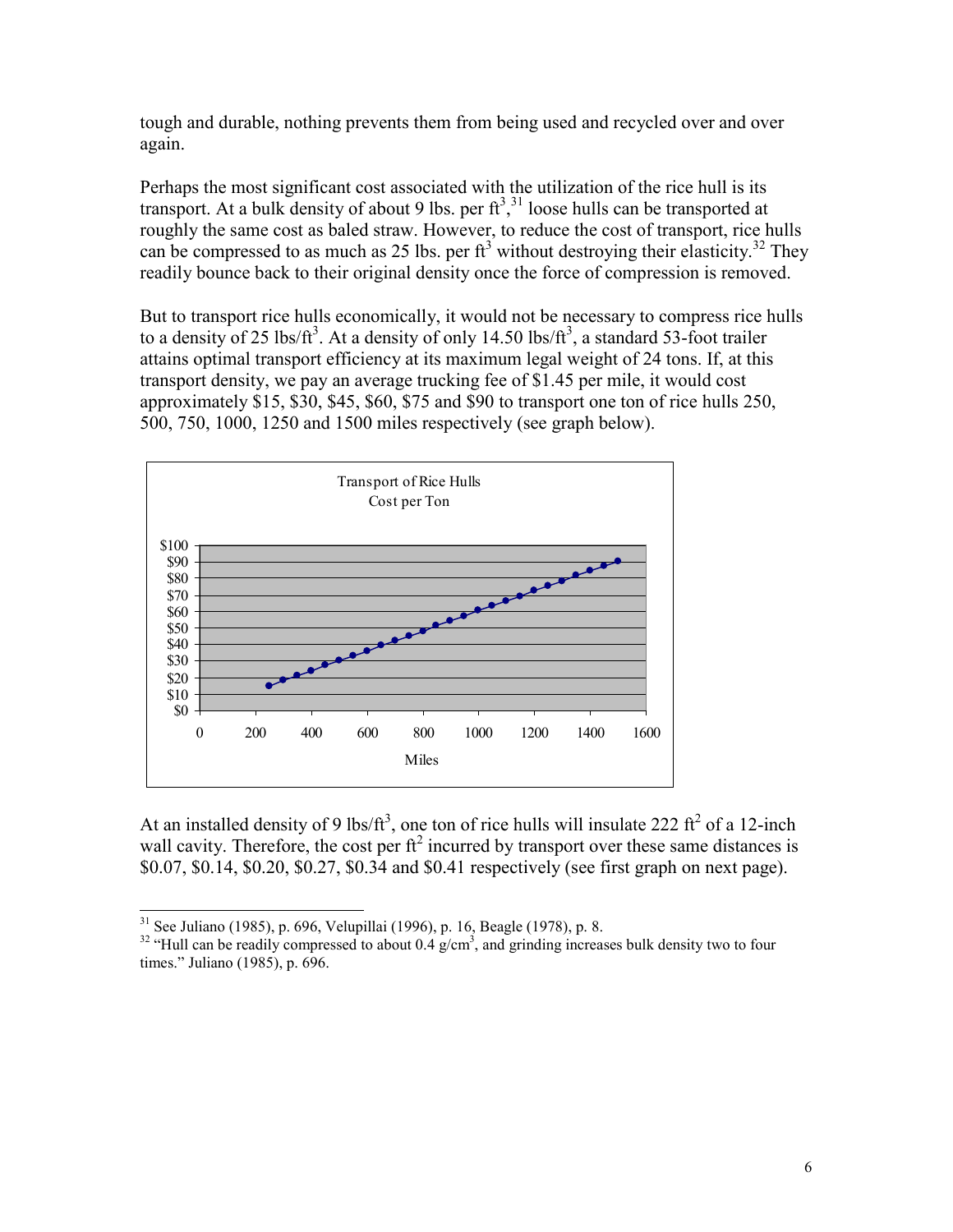tough and durable, nothing prevents them from being used and recycled over and over again.

Perhaps the most significant cost associated with the utilization of the rice hull is its transport. At a bulk density of about 9 lbs. per $ft^3$,[31] loose hulls can be transported at roughly the same cost as baled straw. However, to reduce the cost of transport, rice hulls can be compressed to as much as 25 lbs. per $ft^3$ without destroying their elasticity.[32] They readily bounce back to their original density once the force of compression is removed.

But to transport rice hulls economically, it would not be necessary to compress rice hulls to a density of 25 lbs/$ft^3$. At a density of only 14.50 lbs/$ft^3$, a standard 53-foot trailer attains optimal transport efficiency at its maximum legal weight of 24 tons. If, at this transport density, we pay an average trucking fee of \$1.45 per mile, it would cost approximately \$15, \$30, \$45, \$60, \$75 and \$90 to transport one ton of rice hulls 250, 500, 750, 1000, 1250 and 1500 miles respectively (see graph below).

Transport of Rice Hulls
Cost per Ton

At an installed density of 9 lbs/$ft^3$, one ton of rice hulls will insulate 222 $ft^2$ of a 12-inch wall cavity. Therefore, the cost per $ft^2$ incurred by transport over these same distances is \$0.07, \$0.14, \$0.20, \$0.27, \$0.34 and \$0.41 respectively (see first graph on next page).

[31] See Juliano (1985), p. 696, Velupillai (1996), p. 16, Beagle (1978), p. 8.

[32] "Hull can be readily compressed to about 0.4 $g/cm^3$, and grinding increases bulk density two to four times." Juliano (1985), p. 696.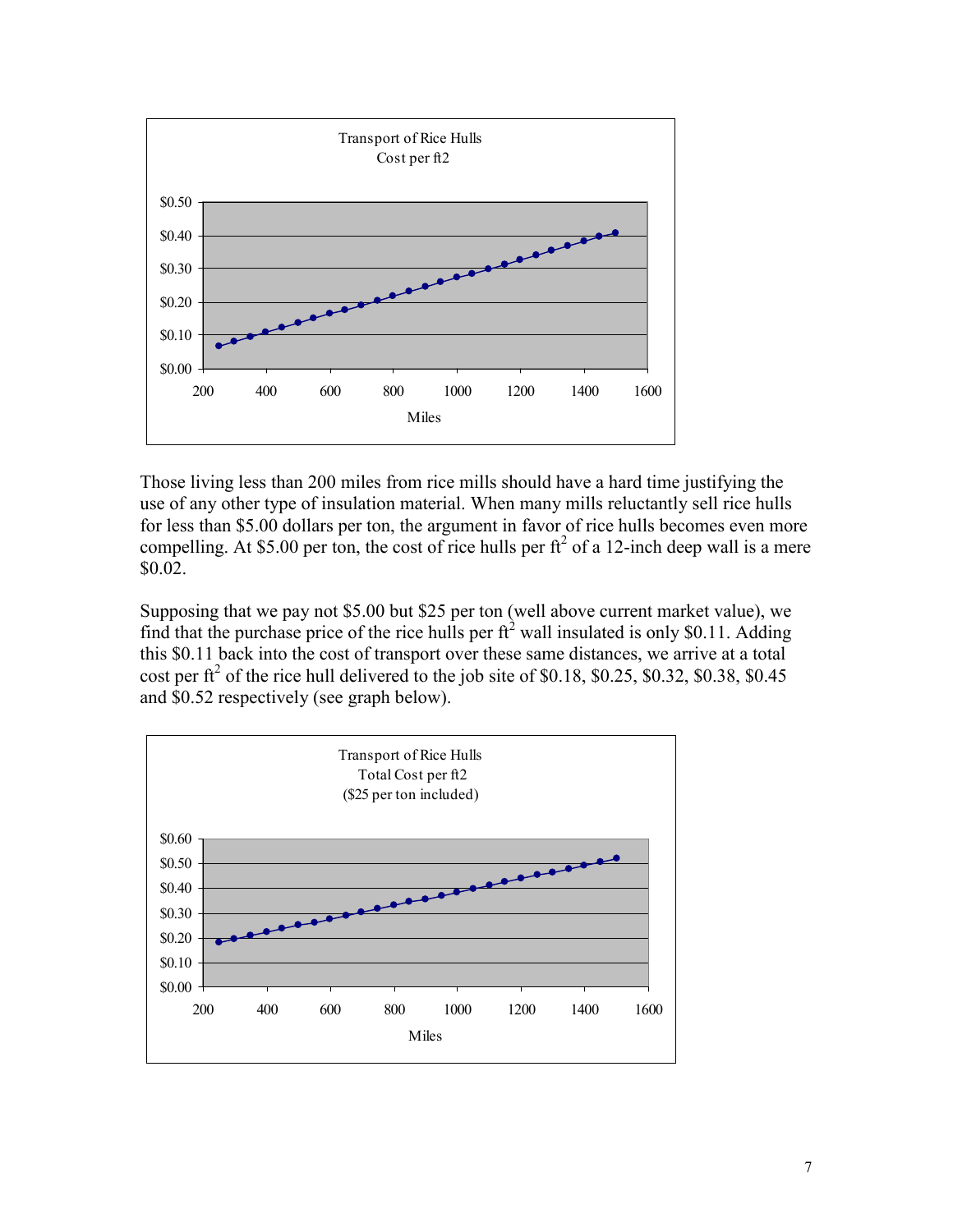Transport of Rice Hulls
Cost per ft2

Those living less than 200 miles from rice mills should have a hard time justifying the use of any other type of insulation material. When many mills reluctantly sell rice hulls for less than $5.00 dollars per ton, the argument in favor of rice hulls becomes even more compelling. At $5.00 per ton, the cost of rice hulls per $ft^2$ of a 12-inch deep wall is a mere $0.02.

Supposing that we pay not $5.00 but $25 per ton (well above current market value), we find that the purchase price of the rice hulls per $ft^2$ wall insulated is only $0.11. Adding this $0.11 back into the cost of transport over these same distances, we arrive at a total cost per $ft^2$ of the rice hull delivered to the job site of $0.18, $0.25, $0.32, $0.38, $0.45 and $0.52 respectively (see graph below).

Transport of Rice Hulls
Total Cost per ft2
($25 per ton included)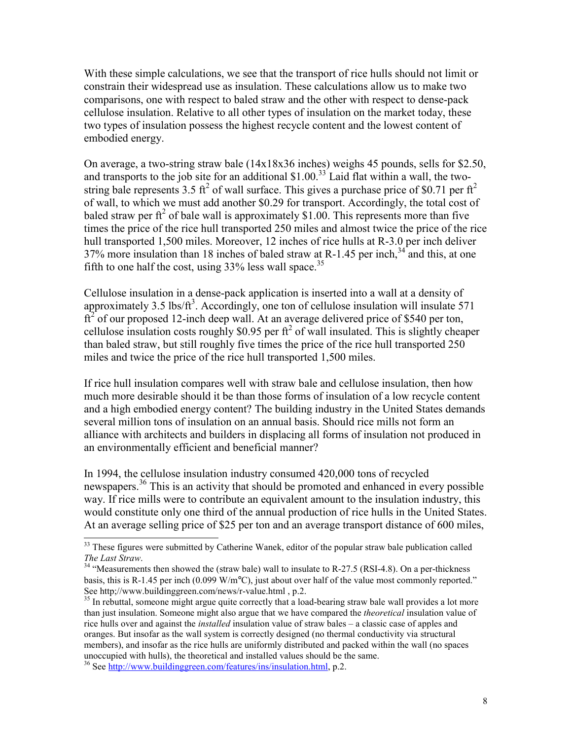With these simple calculations, we see that the transport of rice hulls should not limit or constrain their widespread use as insulation. These calculations allow us to make two comparisons, one with respect to baled straw and the other with respect to dense-pack cellulose insulation. Relative to all other types of insulation on the market today, these two types of insulation possess the highest recycle content and the lowest content of embodied energy.

On average, a two-string straw bale (14x18x36 inches) weighs 45 pounds, sells for \$2.50, and transports to the job site for an additional \$1.00.[33] Laid flat within a wall, the two-string bale represents 3.5 $ft^2$ of wall surface. This gives a purchase price of \$0.71 per $ft^2$ of wall, to which we must add another \$0.29 for transport. Accordingly, the total cost of baled straw per $ft^2$ of bale wall is approximately \$1.00. This represents more than five times the price of the rice hull transported 250 miles and almost twice the price of the rice hull transported 1,500 miles. Moreover, 12 inches of rice hulls at R-3.0 per inch deliver 37% more insulation than 18 inches of baled straw at R-1.45 per inch,[34] and this, at one fifth to one half the cost, using 33% less wall space.[35]

Cellulose insulation in a dense-pack application is inserted into a wall at a density of approximately 3.5 lbs/$ft^3$. Accordingly, one ton of cellulose insulation will insulate 571 $ft^2$ of our proposed 12-inch deep wall. At an average delivered price of \$540 per ton, cellulose insulation costs roughly \$0.95 per $ft^2$ of wall insulated. This is slightly cheaper than baled straw, but still roughly five times the price of the rice hull transported 250 miles and twice the price of the rice hull transported 1,500 miles.

If rice hull insulation compares well with straw bale and cellulose insulation, then how much more desirable should it be than those forms of insulation of a low recycle content and a high embodied energy content? The building industry in the United States demands several million tons of insulation on an annual basis. Should rice mills not form an alliance with architects and builders in displacing all forms of insulation not produced in an environmentally efficient and beneficial manner?

In 1994, the cellulose insulation industry consumed 420,000 tons of recycled newspapers.[36] This is an activity that should be promoted and enhanced in every possible way. If rice mills were to contribute an equivalent amount to the insulation industry, this would constitute only one third of the annual production of rice hulls in the United States. At an average selling price of \$25 per ton and an average transport distance of 600 miles,

---

[33] These figures were submitted by Catherine Wanek, editor of the popular straw bale publication called *The Last Straw*.

[34] "Measurements then showed the (straw bale) wall to insulate to R-27.5 (RSI-4.8). On a per-thickness basis, this is R-1.45 per inch (0.099 W/m°C), just about over half of the value most commonly reported." See http;//www.buildinggreen.com/news/r-value.html , p.2.

[35] In rebuttal, someone might argue quite correctly that a load-bearing straw bale wall provides a lot more than just insulation. Someone might also argue that we have compared the *theoretical* insulation value of rice hulls over and against the *installed* insulation value of straw bales – a classic case of apples and oranges. But insofar as the wall system is correctly designed (no thermal conductivity via structural members), and insofar as the rice hulls are uniformly distributed and packed within the wall (no spaces unoccupied with hulls), the theoretical and installed values should be the same.

[36] See http://www.buildinggreen.com/features/ins/insulation.html, p.2.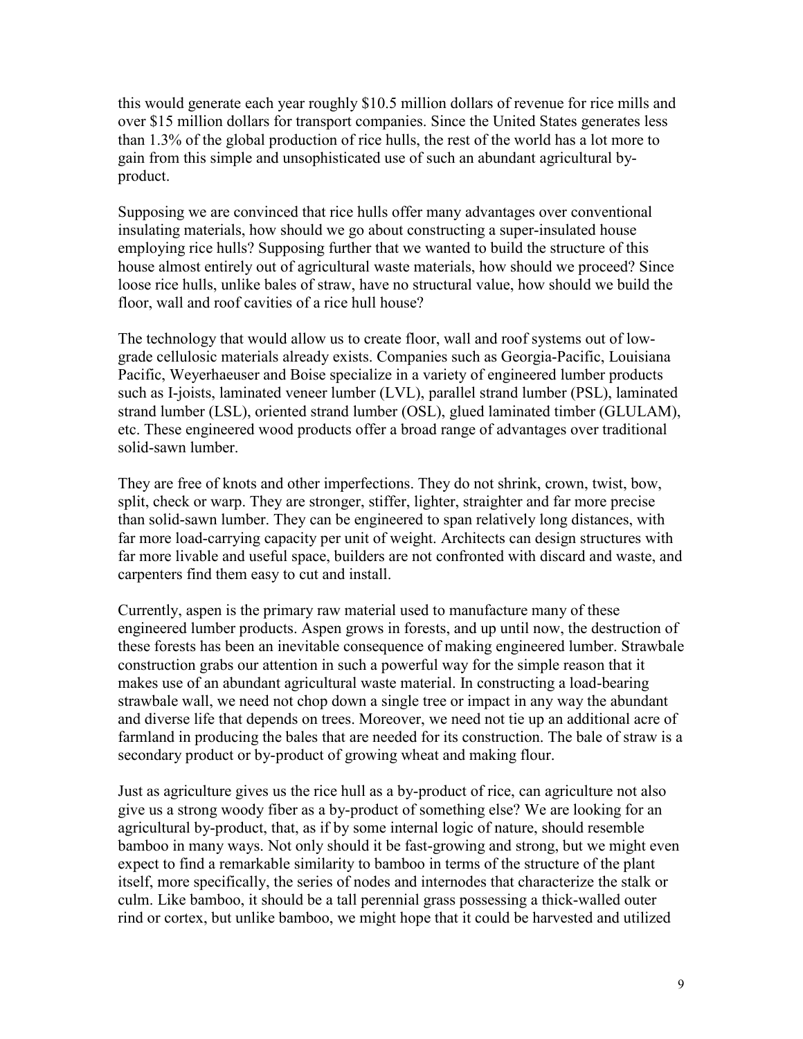this would generate each year roughly $10.5 million dollars of revenue for rice mills and over $15 million dollars for transport companies. Since the United States generates less than 1.3% of the global production of rice hulls, the rest of the world has a lot more to gain from this simple and unsophisticated use of such an abundant agricultural by-product.

Supposing we are convinced that rice hulls offer many advantages over conventional insulating materials, how should we go about constructing a super-insulated house employing rice hulls? Supposing further that we wanted to build the structure of this house almost entirely out of agricultural waste materials, how should we proceed? Since loose rice hulls, unlike bales of straw, have no structural value, how should we build the floor, wall and roof cavities of a rice hull house?

The technology that would allow us to create floor, wall and roof systems out of low-grade cellulosic materials already exists. Companies such as Georgia-Pacific, Louisiana Pacific, Weyerhaeuser and Boise specialize in a variety of engineered lumber products such as I-joists, laminated veneer lumber (LVL), parallel strand lumber (PSL), laminated strand lumber (LSL), oriented strand lumber (OSL), glued laminated timber (GLULAM), etc. These engineered wood products offer a broad range of advantages over traditional solid-sawn lumber.

They are free of knots and other imperfections. They do not shrink, crown, twist, bow, split, check or warp. They are stronger, stiffer, lighter, straighter and far more precise than solid-sawn lumber. They can be engineered to span relatively long distances, with far more load-carrying capacity per unit of weight. Architects can design structures with far more livable and useful space, builders are not confronted with discard and waste, and carpenters find them easy to cut and install.

Currently, aspen is the primary raw material used to manufacture many of these engineered lumber products. Aspen grows in forests, and up until now, the destruction of these forests has been an inevitable consequence of making engineered lumber. Strawbale construction grabs our attention in such a powerful way for the simple reason that it makes use of an abundant agricultural waste material. In constructing a load-bearing strawbale wall, we need not chop down a single tree or impact in any way the abundant and diverse life that depends on trees. Moreover, we need not tie up an additional acre of farmland in producing the bales that are needed for its construction. The bale of straw is a secondary product or by-product of growing wheat and making flour.

Just as agriculture gives us the rice hull as a by-product of rice, can agriculture not also give us a strong woody fiber as a by-product of something else? We are looking for an agricultural by-product, that, as if by some internal logic of nature, should resemble bamboo in many ways. Not only should it be fast-growing and strong, but we might even expect to find a remarkable similarity to bamboo in terms of the structure of the plant itself, more specifically, the series of nodes and internodes that characterize the stalk or culm. Like bamboo, it should be a tall perennial grass possessing a thick-walled outer rind or cortex, but unlike bamboo, we might hope that it could be harvested and utilized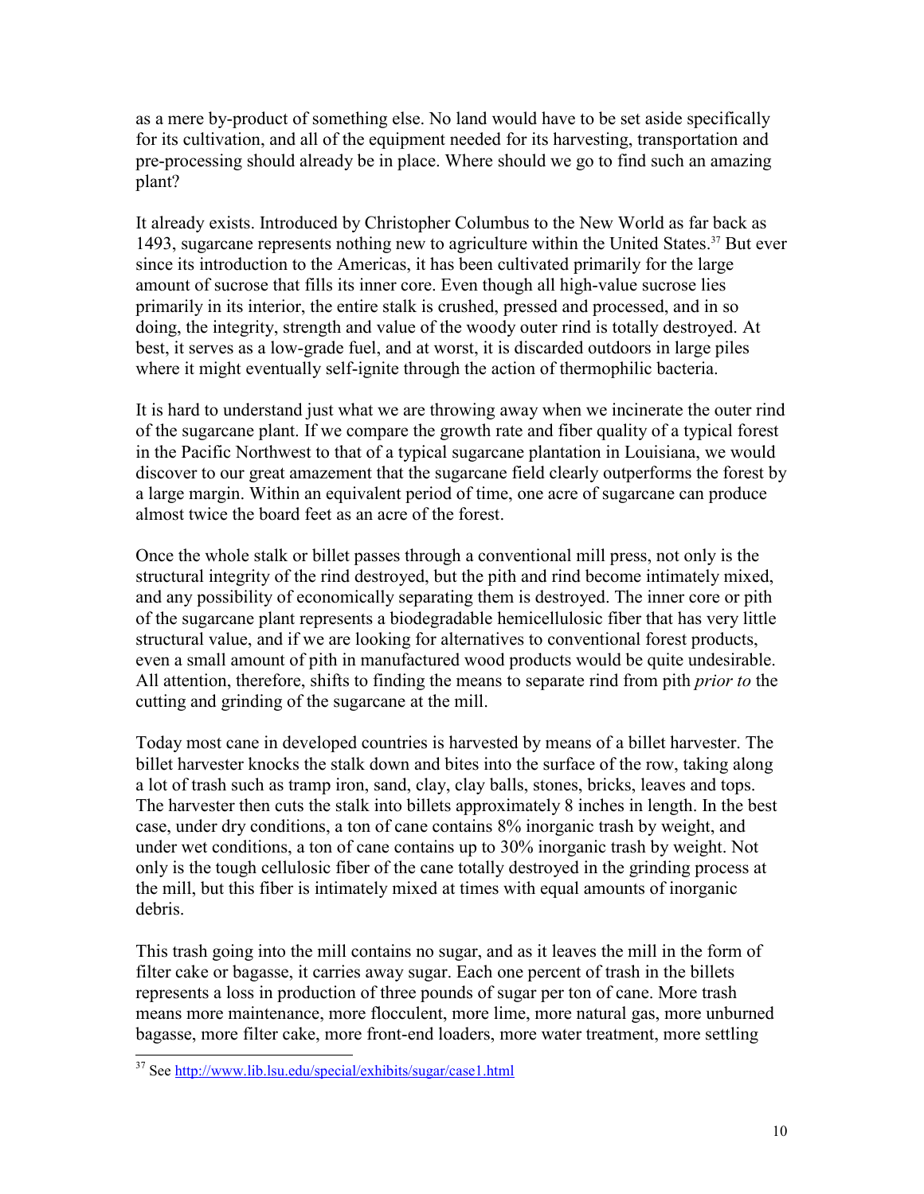as a mere by-product of something else. No land would have to be set aside specifically for its cultivation, and all of the equipment needed for its harvesting, transportation and pre-processing should already be in place. Where should we go to find such an amazing plant?

It already exists. Introduced by Christopher Columbus to the New World as far back as 1493, sugarcane represents nothing new to agriculture within the United States.[37] But ever since its introduction to the Americas, it has been cultivated primarily for the large amount of sucrose that fills its inner core. Even though all high-value sucrose lies primarily in its interior, the entire stalk is crushed, pressed and processed, and in so doing, the integrity, strength and value of the woody outer rind is totally destroyed. At best, it serves as a low-grade fuel, and at worst, it is discarded outdoors in large piles where it might eventually self-ignite through the action of thermophilic bacteria.

It is hard to understand just what we are throwing away when we incinerate the outer rind of the sugarcane plant. If we compare the growth rate and fiber quality of a typical forest in the Pacific Northwest to that of a typical sugarcane plantation in Louisiana, we would discover to our great amazement that the sugarcane field clearly outperforms the forest by a large margin. Within an equivalent period of time, one acre of sugarcane can produce almost twice the board feet as an acre of the forest.

Once the whole stalk or billet passes through a conventional mill press, not only is the structural integrity of the rind destroyed, but the pith and rind become intimately mixed, and any possibility of economically separating them is destroyed. The inner core or pith of the sugarcane plant represents a biodegradable hemicellulosic fiber that has very little structural value, and if we are looking for alternatives to conventional forest products, even a small amount of pith in manufactured wood products would be quite undesirable. All attention, therefore, shifts to finding the means to separate rind from pith *prior to* the cutting and grinding of the sugarcane at the mill.

Today most cane in developed countries is harvested by means of a billet harvester. The billet harvester knocks the stalk down and bites into the surface of the row, taking along a lot of trash such as tramp iron, sand, clay, clay balls, stones, bricks, leaves and tops. The harvester then cuts the stalk into billets approximately 8 inches in length. In the best case, under dry conditions, a ton of cane contains 8% inorganic trash by weight, and under wet conditions, a ton of cane contains up to 30% inorganic trash by weight. Not only is the tough cellulosic fiber of the cane totally destroyed in the grinding process at the mill, but this fiber is intimately mixed at times with equal amounts of inorganic debris.

This trash going into the mill contains no sugar, and as it leaves the mill in the form of filter cake or bagasse, it carries away sugar. Each one percent of trash in the billets represents a loss in production of three pounds of sugar per ton of cane. More trash means more maintenance, more flocculent, more lime, more natural gas, more unburned bagasse, more filter cake, more front-end loaders, more water treatment, more settling

---

[37] See http://www.lib.lsu.edu/special/exhibits/sugar/case1.html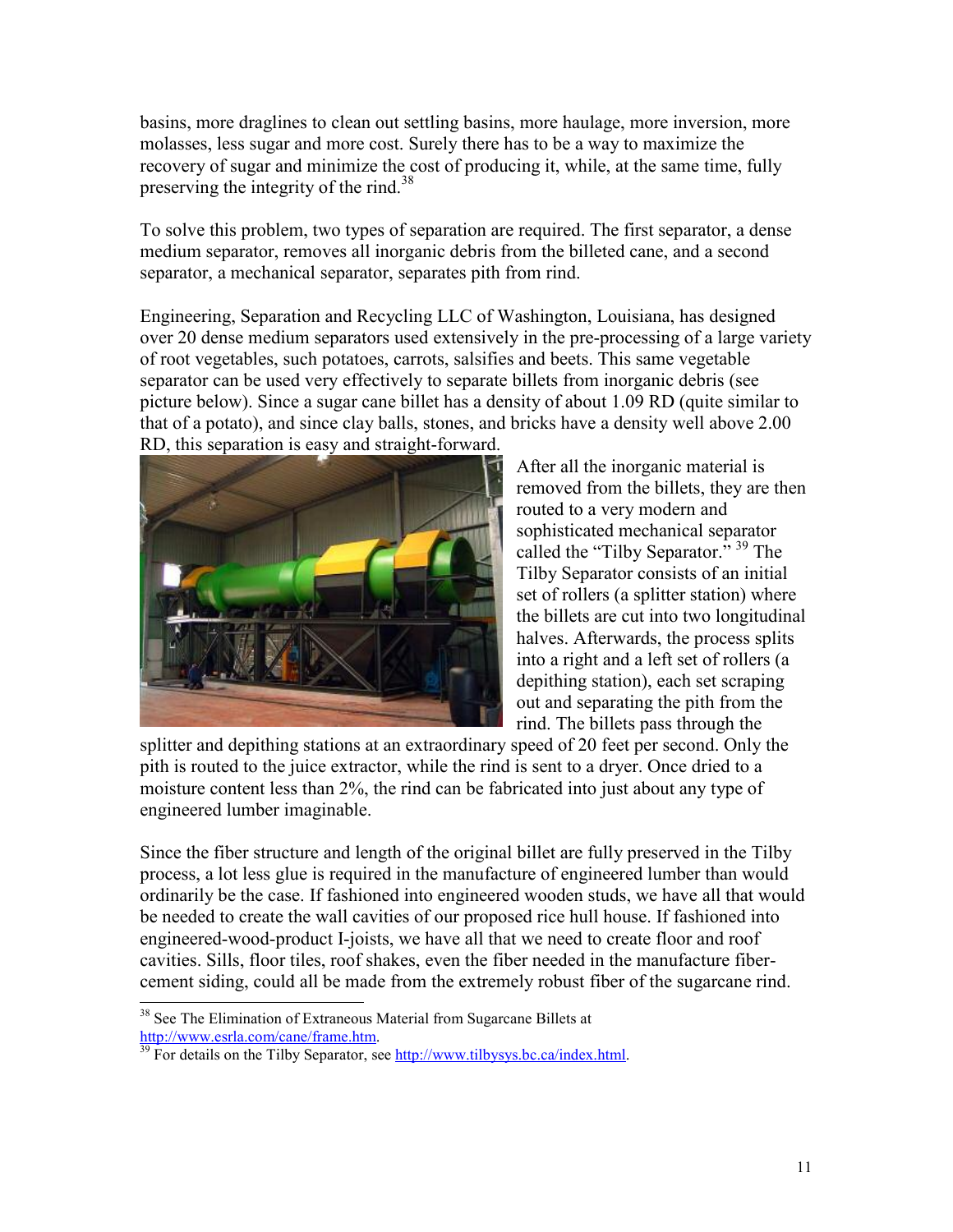basins, more draglines to clean out settling basins, more haulage, more inversion, more molasses, less sugar and more cost. Surely there has to be a way to maximize the recovery of sugar and minimize the cost of producing it, while, at the same time, fully preserving the integrity of the rind.[38]

To solve this problem, two types of separation are required. The first separator, a dense medium separator, removes all inorganic debris from the billeted cane, and a second separator, a mechanical separator, separates pith from rind.

Engineering, Separation and Recycling LLC of Washington, Louisiana, has designed over 20 dense medium separators used extensively in the pre-processing of a large variety of root vegetables, such potatoes, carrots, salsifies and beets. This same vegetable separator can be used very effectively to separate billets from inorganic debris (see picture below). Since a sugar cane billet has a density of about 1.09 RD (quite similar to that of a potato), and since clay balls, stones, and bricks have a density well above 2.00 RD, this separation is easy and straight-forward.

After all the inorganic material is removed from the billets, they are then routed to a very modern and sophisticated mechanical separator called the "Tilby Separator." [39] The Tilby Separator consists of an initial set of rollers (a splitter station) where the billets are cut into two longitudinal halves. Afterwards, the process splits into a right and a left set of rollers (a depithing station), each set scraping out and separating the pith from the rind. The billets pass through the splitter and depithing stations at an extraordinary speed of 20 feet per second. Only the pith is routed to the juice extractor, while the rind is sent to a dryer. Once dried to a moisture content less than 2%, the rind can be fabricated into just about any type of engineered lumber imaginable.

Since the fiber structure and length of the original billet are fully preserved in the Tilby process, a lot less glue is required in the manufacture of engineered lumber than would ordinarily be the case. If fashioned into engineered wooden studs, we have all that would be needed to create the wall cavities of our proposed rice hull house. If fashioned into engineered-wood-product I-joists, we have all that we need to create floor and roof cavities. Sills, floor tiles, roof shakes, even the fiber needed in the manufacture fiber-cement siding, could all be made from the extremely robust fiber of the sugarcane rind.

---

[38] See The Elimination of Extraneous Material from Sugarcane Billets at http://www.esrla.com/cane/frame.htm.

[39] For details on the Tilby Separator, see http://www.tilbysys.bc.ca/index.html.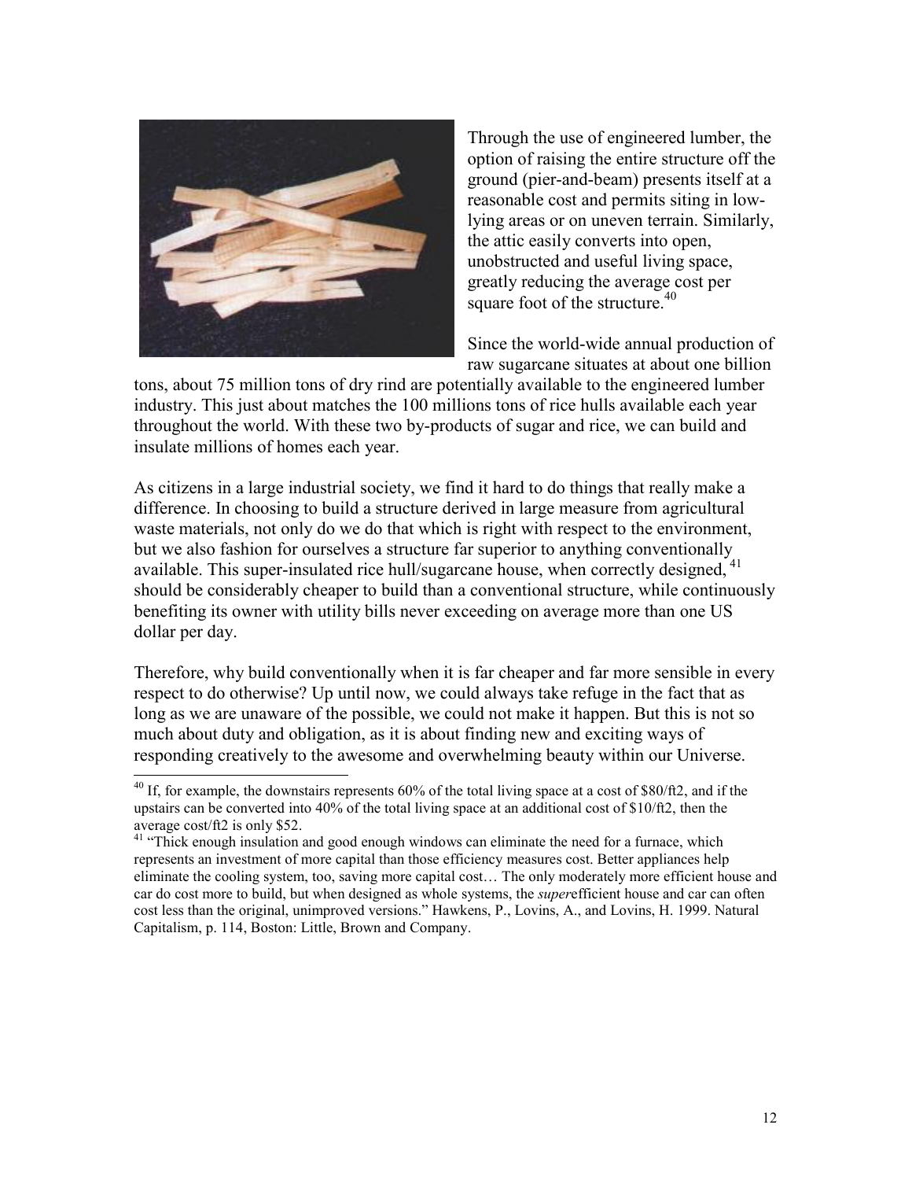Through the use of engineered lumber, the option of raising the entire structure off the ground (pier-and-beam) presents itself at a reasonable cost and permits siting in low-lying areas or on uneven terrain. Similarly, the attic easily converts into open, unobstructed and useful living space, greatly reducing the average cost per square foot of the structure.[40]

Since the world-wide annual production of raw sugarcane situates at about one billion tons, about 75 million tons of dry rind are potentially available to the engineered lumber industry. This just about matches the 100 millions tons of rice hulls available each year throughout the world. With these two by-products of sugar and rice, we can build and insulate millions of homes each year.

As citizens in a large industrial society, we find it hard to do things that really make a difference. In choosing to build a structure derived in large measure from agricultural waste materials, not only do we do that which is right with respect to the environment, but we also fashion for ourselves a structure far superior to anything conventionally available. This super-insulated rice hull/sugarcane house, when correctly designed,[41] should be considerably cheaper to build than a conventional structure, while continuously benefiting its owner with utility bills never exceeding on average more than one US dollar per day.

Therefore, why build conventionally when it is far cheaper and far more sensible in every respect to do otherwise? Up until now, we could always take refuge in the fact that as long as we are unaware of the possible, we could not make it happen. But this is not so much about duty and obligation, as it is about finding new and exciting ways of responding creatively to the awesome and overwhelming beauty within our Universe.

---

[40] If, for example, the downstairs represents 60% of the total living space at a cost of $80/ft2, and if the upstairs can be converted into 40% of the total living space at an additional cost of $10/ft2, then the average cost/ft2 is only $52.

[41] "Thick enough insulation and good enough windows can eliminate the need for a furnace, which represents an investment of more capital than those efficiency measures cost. Better appliances help eliminate the cooling system, too, saving more capital cost… The only moderately more efficient house and car do cost more to build, but when designed as whole systems, the *super*efficient house and car can often cost less than the original, unimproved versions." Hawkens, P., Lovins, A., and Lovins, H. 1999. Natural Capitalism, p. 114, Boston: Little, Brown and Company.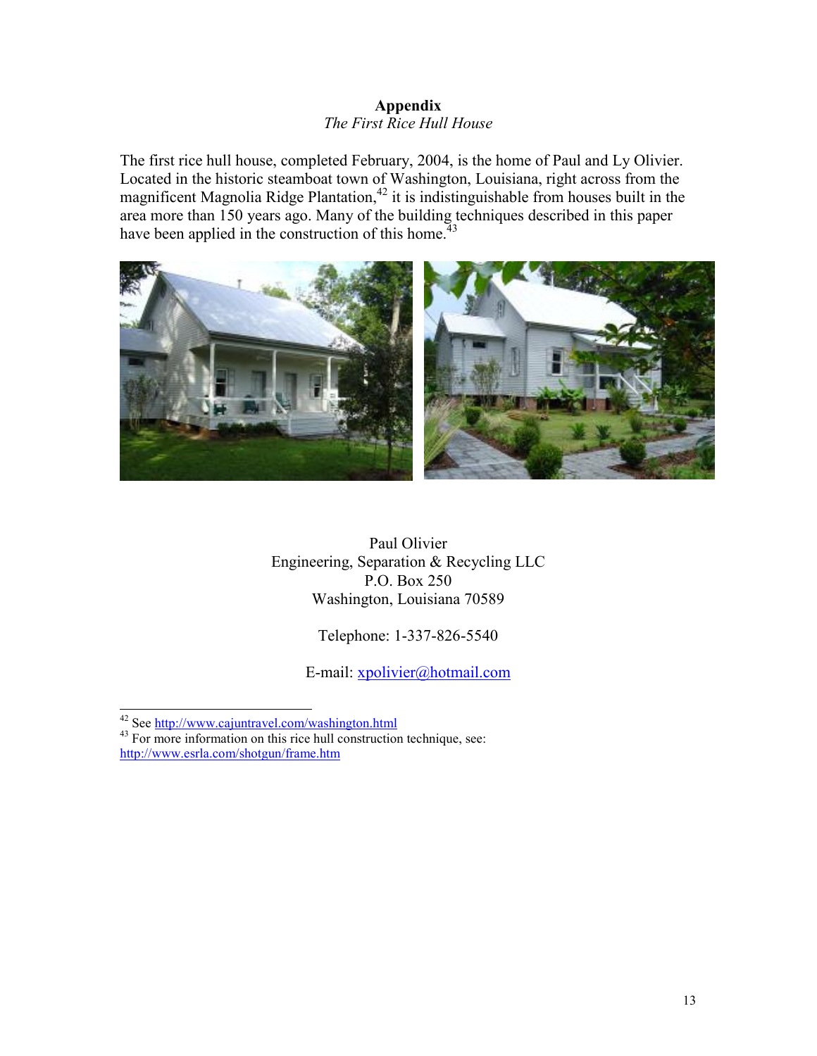**Appendix**

*The First Rice Hull House*

The first rice hull house, completed February, 2004, is the home of Paul and Ly Olivier. Located in the historic steamboat town of Washington, Louisiana, right across from the magnificent Magnolia Ridge Plantation,[42] it is indistinguishable from houses built in the area more than 150 years ago. Many of the building techniques described in this paper have been applied in the construction of this home.[43]

Paul Olivier
Engineering, Separation & Recycling LLC
P.O. Box 250
Washington, Louisiana 70589

Telephone: 1-337-826-5540

E-mail: xpolivier@hotmail.com

---

[42] See http://www.cajuntravel.com/washington.html

[43] For more information on this rice hull construction technique, see: http://www.esrla.com/shotgun/frame.htm